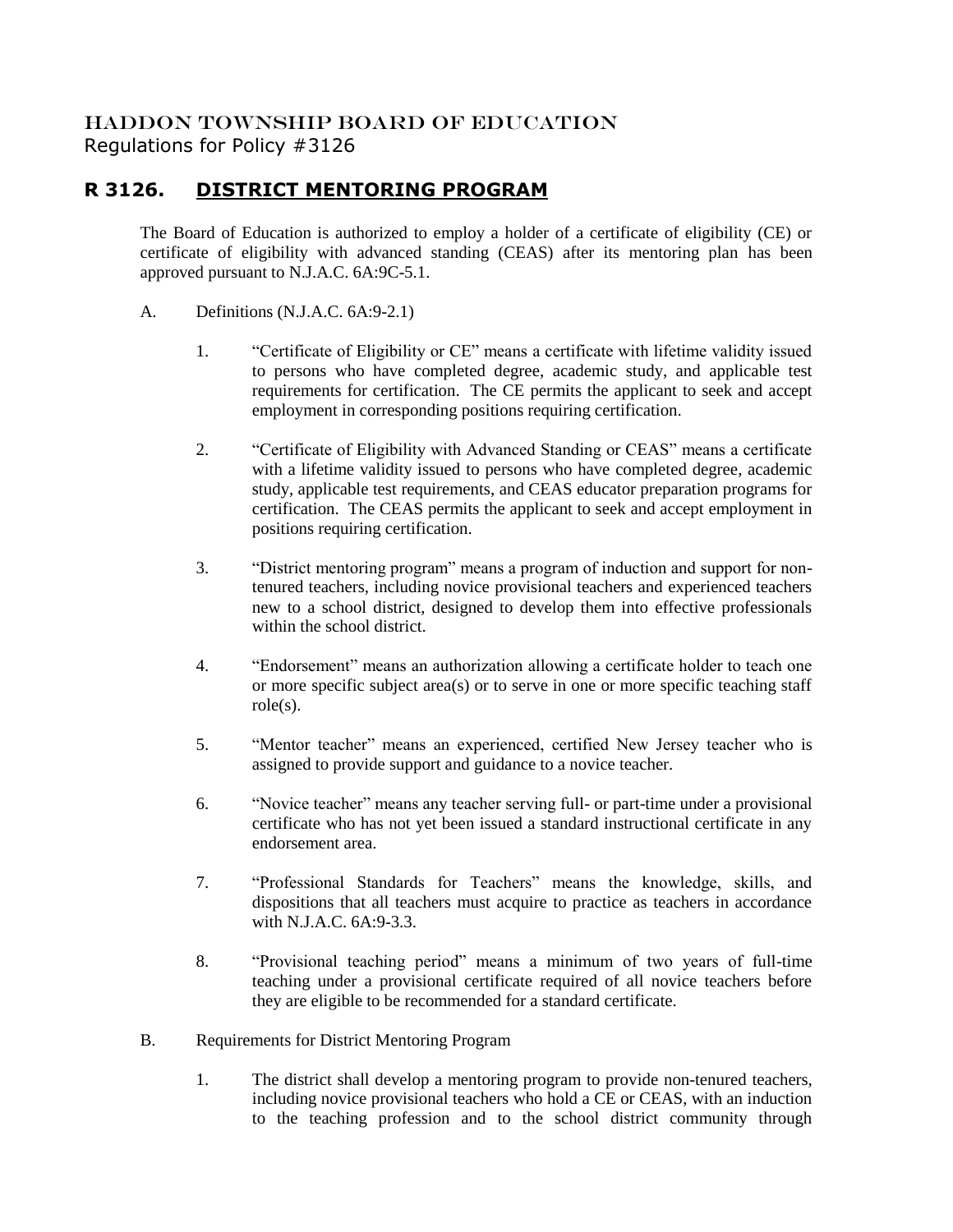# HADDON TOWNSHIP BOARD OF EDUCATION

Regulations for Policy #3126

## R 3126. DISTRICT MENTORING PROGRAM

The Board of Education is authorized to employ a holder of a certificate of eligibility (CE) or certificate of eligibility with advanced standing (CEAS) after its mentoring plan has been approved pursuant to N.J.A.C. 6A:9C-5.1.

A. Definitions (N.J.A.C. 6A:9-2.1)

1. "Certificate of Eligibility or CE" means a certificate with lifetime validity issued to persons who have completed degree, academic study, and applicable test requirements for certification. The CE permits the applicant to seek and accept employment in corresponding positions requiring certification.

2. "Certificate of Eligibility with Advanced Standing or CEAS" means a certificate with a lifetime validity issued to persons who have completed degree, academic study, applicable test requirements, and CEAS educator preparation programs for certification. The CEAS permits the applicant to seek and accept employment in positions requiring certification.

3. "District mentoring program" means a program of induction and support for non-tenured teachers, including novice provisional teachers and experienced teachers new to a school district, designed to develop them into effective professionals within the school district.

4. "Endorsement" means an authorization allowing a certificate holder to teach one or more specific subject area(s) or to serve in one or more specific teaching staff role(s).

5. "Mentor teacher" means an experienced, certified New Jersey teacher who is assigned to provide support and guidance to a novice teacher.

6. "Novice teacher" means any teacher serving full- or part-time under a provisional certificate who has not yet been issued a standard instructional certificate in any endorsement area.

7. "Professional Standards for Teachers" means the knowledge, skills, and dispositions that all teachers must acquire to practice as teachers in accordance with N.J.A.C. 6A:9-3.3.

8. "Provisional teaching period" means a minimum of two years of full-time teaching under a provisional certificate required of all novice teachers before they are eligible to be recommended for a standard certificate.

B. Requirements for District Mentoring Program

1. The district shall develop a mentoring program to provide non-tenured teachers, including novice provisional teachers who hold a CE or CEAS, with an induction to the teaching profession and to the school district community through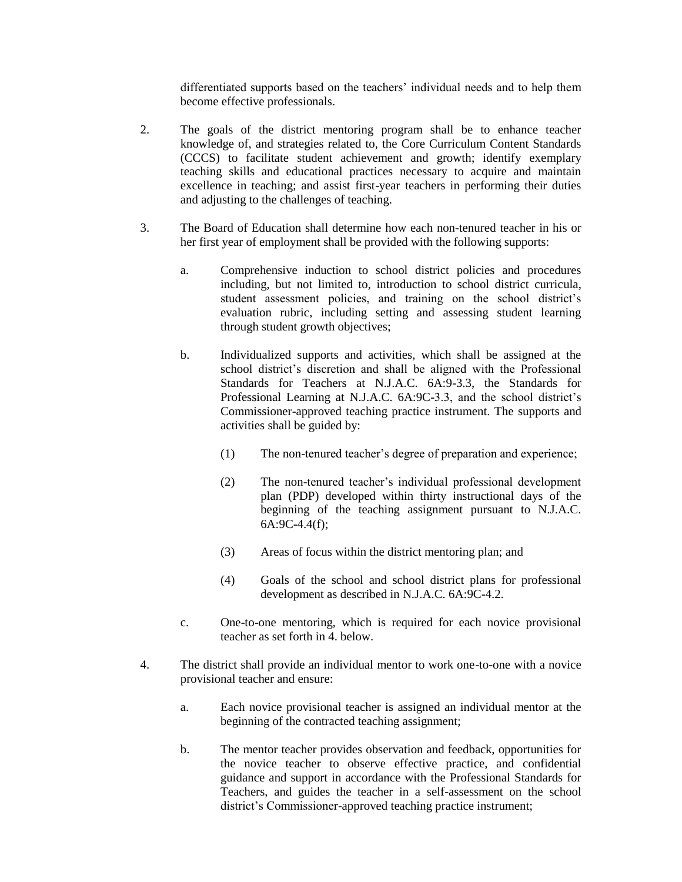differentiated supports based on the teachers' individual needs and to help them become effective professionals.

2. The goals of the district mentoring program shall be to enhance teacher knowledge of, and strategies related to, the Core Curriculum Content Standards (CCCS) to facilitate student achievement and growth; identify exemplary teaching skills and educational practices necessary to acquire and maintain excellence in teaching; and assist first-year teachers in performing their duties and adjusting to the challenges of teaching.

3. The Board of Education shall determine how each non-tenured teacher in his or her first year of employment shall be provided with the following supports:

   a. Comprehensive induction to school district policies and procedures including, but not limited to, introduction to school district curricula, student assessment policies, and training on the school district's evaluation rubric, including setting and assessing student learning through student growth objectives;

   b. Individualized supports and activities, which shall be assigned at the school district's discretion and shall be aligned with the Professional Standards for Teachers at N.J.A.C. 6A:9-3.3, the Standards for Professional Learning at N.J.A.C. 6A:9C-3.3, and the school district's Commissioner-approved teaching practice instrument. The supports and activities shall be guided by:

      (1) The non-tenured teacher's degree of preparation and experience;

      (2) The non-tenured teacher's individual professional development plan (PDP) developed within thirty instructional days of the beginning of the teaching assignment pursuant to N.J.A.C. 6A:9C-4.4(f);

      (3) Areas of focus within the district mentoring plan; and

      (4) Goals of the school and school district plans for professional development as described in N.J.A.C. 6A:9C-4.2.

   c. One-to-one mentoring, which is required for each novice provisional teacher as set forth in 4. below.

4. The district shall provide an individual mentor to work one-to-one with a novice provisional teacher and ensure:

   a. Each novice provisional teacher is assigned an individual mentor at the beginning of the contracted teaching assignment;

   b. The mentor teacher provides observation and feedback, opportunities for the novice teacher to observe effective practice, and confidential guidance and support in accordance with the Professional Standards for Teachers, and guides the teacher in a self-assessment on the school district's Commissioner-approved teaching practice instrument;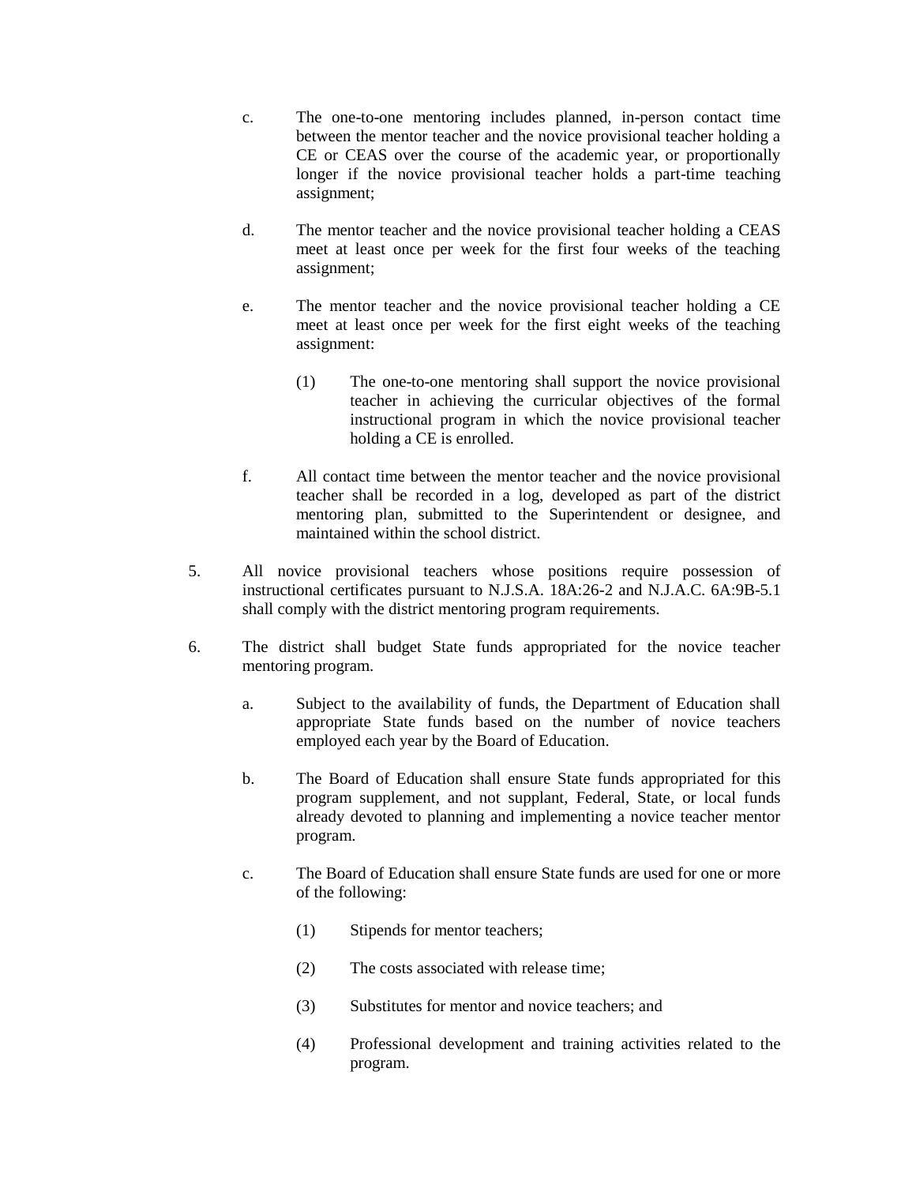c. The one-to-one mentoring includes planned, in-person contact time between the mentor teacher and the novice provisional teacher holding a CE or CEAS over the course of the academic year, or proportionally longer if the novice provisional teacher holds a part-time teaching assignment;

d. The mentor teacher and the novice provisional teacher holding a CEAS meet at least once per week for the first four weeks of the teaching assignment;

e. The mentor teacher and the novice provisional teacher holding a CE meet at least once per week for the first eight weeks of the teaching assignment:

   (1) The one-to-one mentoring shall support the novice provisional teacher in achieving the curricular objectives of the formal instructional program in which the novice provisional teacher holding a CE is enrolled.

f. All contact time between the mentor teacher and the novice provisional teacher shall be recorded in a log, developed as part of the district mentoring plan, submitted to the Superintendent or designee, and maintained within the school district.

5. All novice provisional teachers whose positions require possession of instructional certificates pursuant to N.J.S.A. 18A:26-2 and N.J.A.C. 6A:9B-5.1 shall comply with the district mentoring program requirements.

6. The district shall budget State funds appropriated for the novice teacher mentoring program.

   a. Subject to the availability of funds, the Department of Education shall appropriate State funds based on the number of novice teachers employed each year by the Board of Education.

   b. The Board of Education shall ensure State funds appropriated for this program supplement, and not supplant, Federal, State, or local funds already devoted to planning and implementing a novice teacher mentor program.

   c. The Board of Education shall ensure State funds are used for one or more of the following:

      (1) Stipends for mentor teachers;

      (2) The costs associated with release time;

      (3) Substitutes for mentor and novice teachers; and

      (4) Professional development and training activities related to the program.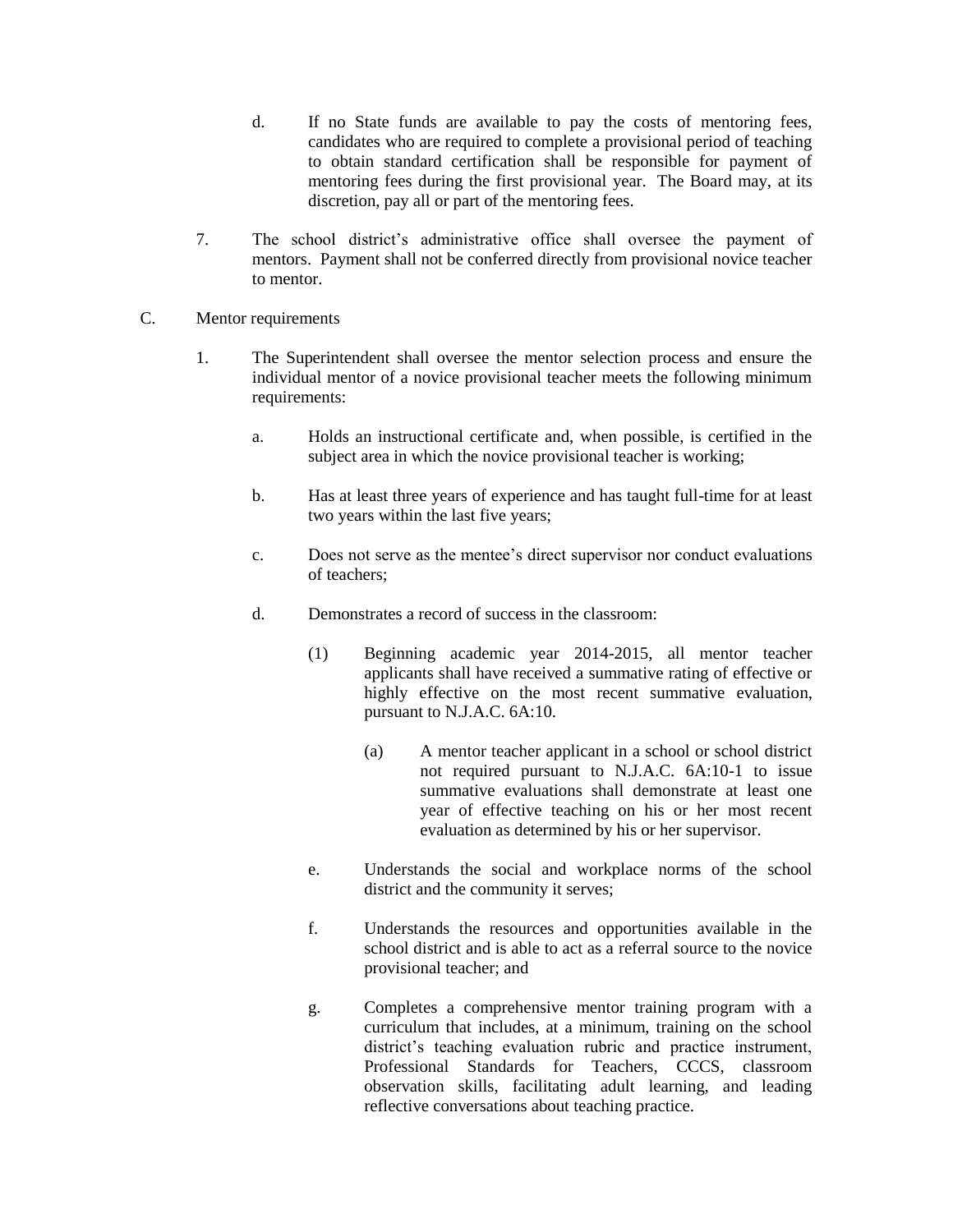d. If no State funds are available to pay the costs of mentoring fees, candidates who are required to complete a provisional period of teaching to obtain standard certification shall be responsible for payment of mentoring fees during the first provisional year. The Board may, at its discretion, pay all or part of the mentoring fees.

7. The school district's administrative office shall oversee the payment of mentors. Payment shall not be conferred directly from provisional novice teacher to mentor.

C. Mentor requirements

1. The Superintendent shall oversee the mentor selection process and ensure the individual mentor of a novice provisional teacher meets the following minimum requirements:

   a. Holds an instructional certificate and, when possible, is certified in the subject area in which the novice provisional teacher is working;

   b. Has at least three years of experience and has taught full-time for at least two years within the last five years;

   c. Does not serve as the mentee's direct supervisor nor conduct evaluations of teachers;

   d. Demonstrates a record of success in the classroom:

      (1) Beginning academic year 2014-2015, all mentor teacher applicants shall have received a summative rating of effective or highly effective on the most recent summative evaluation, pursuant to N.J.A.C. 6A:10.

         (a) A mentor teacher applicant in a school or school district not required pursuant to N.J.A.C. 6A:10-1 to issue summative evaluations shall demonstrate at least one year of effective teaching on his or her most recent evaluation as determined by his or her supervisor.

   e. Understands the social and workplace norms of the school district and the community it serves;

   f. Understands the resources and opportunities available in the school district and is able to act as a referral source to the novice provisional teacher; and

   g. Completes a comprehensive mentor training program with a curriculum that includes, at a minimum, training on the school district's teaching evaluation rubric and practice instrument, Professional Standards for Teachers, CCCS, classroom observation skills, facilitating adult learning, and leading reflective conversations about teaching practice.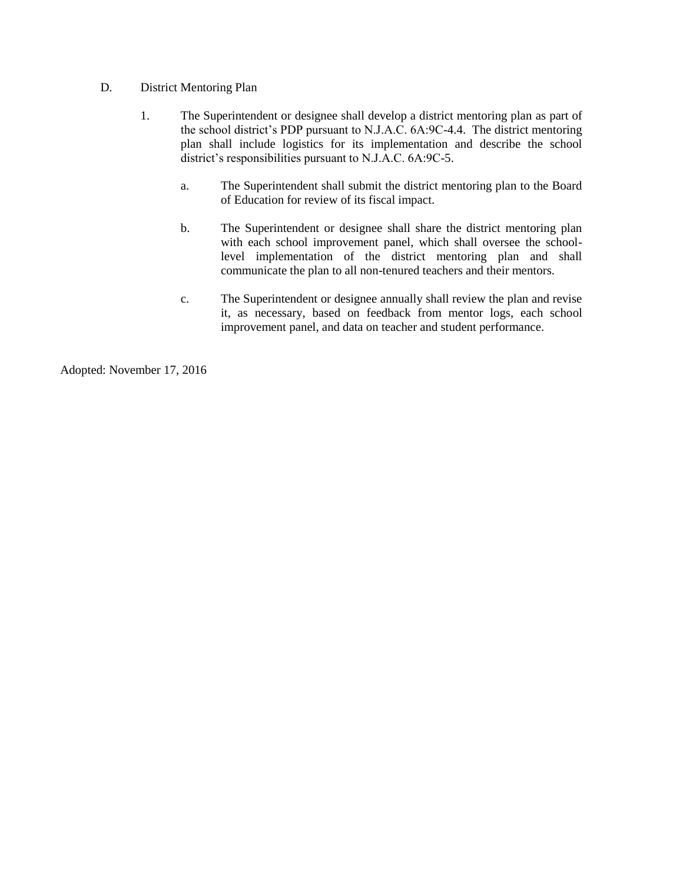D. District Mentoring Plan

1. The Superintendent or designee shall develop a district mentoring plan as part of the school district's PDP pursuant to N.J.A.C. 6A:9C-4.4. The district mentoring plan shall include logistics for its implementation and describe the school district's responsibilities pursuant to N.J.A.C. 6A:9C-5.

    a. The Superintendent shall submit the district mentoring plan to the Board of Education for review of its fiscal impact.

    b. The Superintendent or designee shall share the district mentoring plan with each school improvement panel, which shall oversee the school-level implementation of the district mentoring plan and shall communicate the plan to all non-tenured teachers and their mentors.

    c. The Superintendent or designee annually shall review the plan and revise it, as necessary, based on feedback from mentor logs, each school improvement panel, and data on teacher and student performance.

Adopted: November 17, 2016